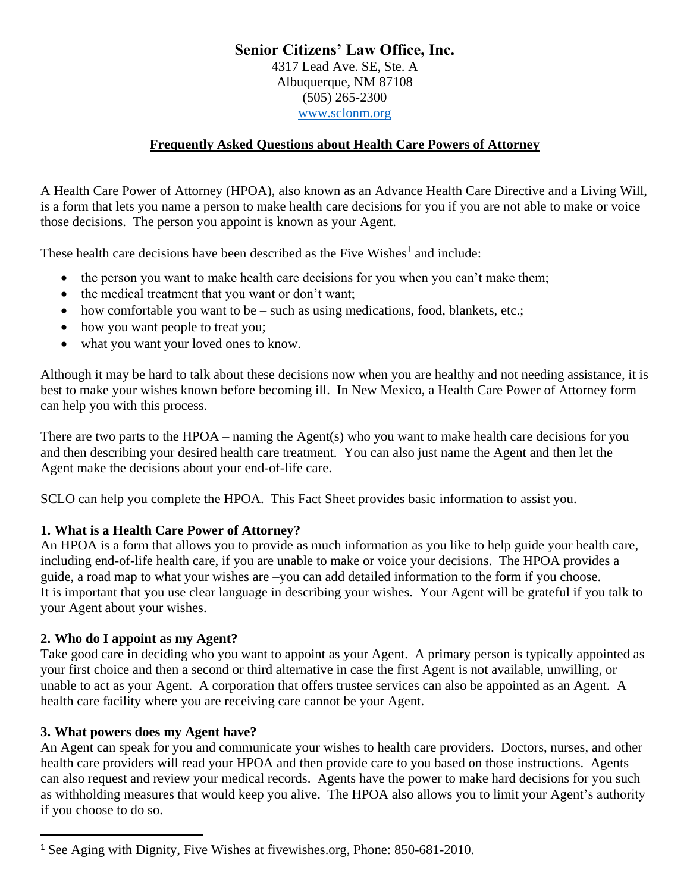# Senior Citizens' Law Office, Inc.

4317 Lead Ave. SE, Ste. A
Albuquerque, NM 87108
(505) 265-2300
www.sclonm.org

## Frequently Asked Questions about Health Care Powers of Attorney

A Health Care Power of Attorney (HPOA), also known as an Advance Health Care Directive and a Living Will, is a form that lets you name a person to make health care decisions for you if you are not able to make or voice those decisions. The person you appoint is known as your Agent.

These health care decisions have been described as the Five Wishes[1] and include:

- the person you want to make health care decisions for you when you can't make them;
- the medical treatment that you want or don't want;
- how comfortable you want to be – such as using medications, food, blankets, etc.;
- how you want people to treat you;
- what you want your loved ones to know.

Although it may be hard to talk about these decisions now when you are healthy and not needing assistance, it is best to make your wishes known before becoming ill. In New Mexico, a Health Care Power of Attorney form can help you with this process.

There are two parts to the HPOA – naming the Agent(s) who you want to make health care decisions for you and then describing your desired health care treatment. You can also just name the Agent and then let the Agent make the decisions about your end-of-life care.

SCLO can help you complete the HPOA. This Fact Sheet provides basic information to assist you.

**1. What is a Health Care Power of Attorney?**
An HPOA is a form that allows you to provide as much information as you like to help guide your health care, including end-of-life health care, if you are unable to make or voice your decisions. The HPOA provides a guide, a road map to what your wishes are –you can add detailed information to the form if you choose. It is important that you use clear language in describing your wishes. Your Agent will be grateful if you talk to your Agent about your wishes.

**2. Who do I appoint as my Agent?**
Take good care in deciding who you want to appoint as your Agent. A primary person is typically appointed as your first choice and then a second or third alternative in case the first Agent is not available, unwilling, or unable to act as your Agent. A corporation that offers trustee services can also be appointed as an Agent. A health care facility where you are receiving care cannot be your Agent.

**3. What powers does my Agent have?**
An Agent can speak for you and communicate your wishes to health care providers. Doctors, nurses, and other health care providers will read your HPOA and then provide care to you based on those instructions. Agents can also request and review your medical records. Agents have the power to make hard decisions for you such as withholding measures that would keep you alive. The HPOA also allows you to limit your Agent's authority if you choose to do so.

---

[1] See Aging with Dignity, Five Wishes at fivewishes.org, Phone: 850-681-2010.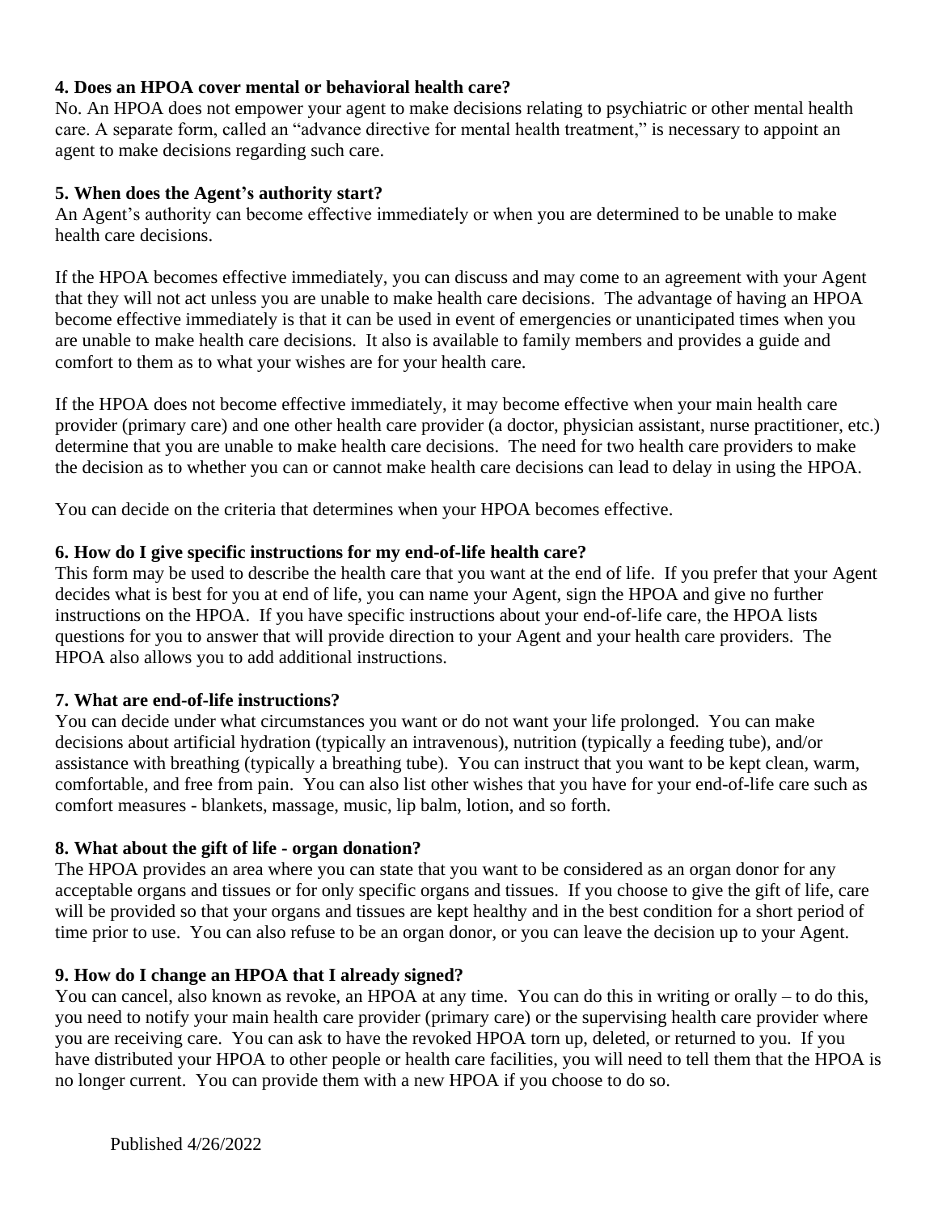**4. Does an HPOA cover mental or behavioral health care?**

No. An HPOA does not empower your agent to make decisions relating to psychiatric or other mental health care. A separate form, called an "advance directive for mental health treatment," is necessary to appoint an agent to make decisions regarding such care.

**5. When does the Agent's authority start?**

An Agent's authority can become effective immediately or when you are determined to be unable to make health care decisions.

If the HPOA becomes effective immediately, you can discuss and may come to an agreement with your Agent that they will not act unless you are unable to make health care decisions. The advantage of having an HPOA become effective immediately is that it can be used in event of emergencies or unanticipated times when you are unable to make health care decisions. It also is available to family members and provides a guide and comfort to them as to what your wishes are for your health care.

If the HPOA does not become effective immediately, it may become effective when your main health care provider (primary care) and one other health care provider (a doctor, physician assistant, nurse practitioner, etc.) determine that you are unable to make health care decisions. The need for two health care providers to make the decision as to whether you can or cannot make health care decisions can lead to delay in using the HPOA.

You can decide on the criteria that determines when your HPOA becomes effective.

**6. How do I give specific instructions for my end-of-life health care?**

This form may be used to describe the health care that you want at the end of life. If you prefer that your Agent decides what is best for you at end of life, you can name your Agent, sign the HPOA and give no further instructions on the HPOA. If you have specific instructions about your end-of-life care, the HPOA lists questions for you to answer that will provide direction to your Agent and your health care providers. The HPOA also allows you to add additional instructions.

**7. What are end-of-life instructions?**

You can decide under what circumstances you want or do not want your life prolonged. You can make decisions about artificial hydration (typically an intravenous), nutrition (typically a feeding tube), and/or assistance with breathing (typically a breathing tube). You can instruct that you want to be kept clean, warm, comfortable, and free from pain. You can also list other wishes that you have for your end-of-life care such as comfort measures - blankets, massage, music, lip balm, lotion, and so forth.

**8. What about the gift of life - organ donation?**

The HPOA provides an area where you can state that you want to be considered as an organ donor for any acceptable organs and tissues or for only specific organs and tissues. If you choose to give the gift of life, care will be provided so that your organs and tissues are kept healthy and in the best condition for a short period of time prior to use. You can also refuse to be an organ donor, or you can leave the decision up to your Agent.

**9. How do I change an HPOA that I already signed?**

You can cancel, also known as revoke, an HPOA at any time. You can do this in writing or orally – to do this, you need to notify your main health care provider (primary care) or the supervising health care provider where you are receiving care. You can ask to have the revoked HPOA torn up, deleted, or returned to you. If you have distributed your HPOA to other people or health care facilities, you will need to tell them that the HPOA is no longer current. You can provide them with a new HPOA if you choose to do so.

Published 4/26/2022